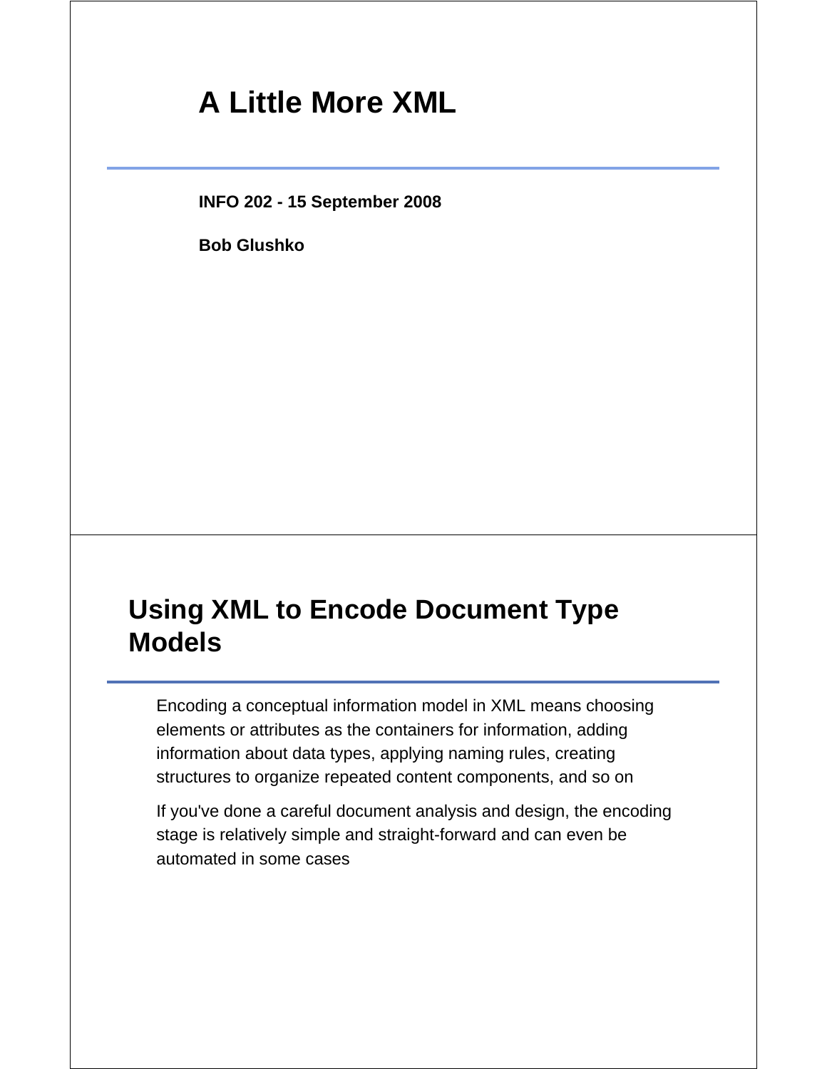# A Little More XML

**INFO 202 - 15 September 2008**

**Bob Glushko**

## Using XML to Encode Document Type Models

Encoding a conceptual information model in XML means choosing elements or attributes as the containers for information, adding information about data types, applying naming rules, creating structures to organize repeated content components, and so on

If you've done a careful document analysis and design, the encoding stage is relatively simple and straight-forward and can even be automated in some cases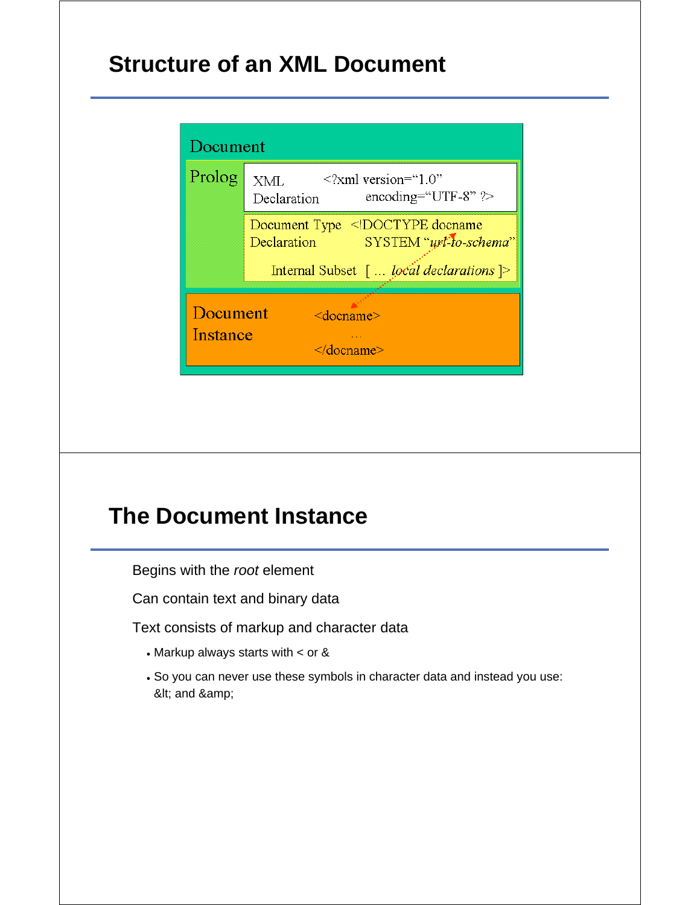# Structure of an XML Document

Document

Prolog

XML Declaration `<?xml version="1.0" encoding="UTF-8" ?>`

Document Type Declaration `<!DOCTYPE docname SYSTEM "url-to-schema"`

Internal Subset `[ … local declarations ]>`

Document Instance

```
<docname>
…
</docname>
```

# The Document Instance

Begins with the *root* element

Can contain text and binary data

Text consists of markup and character data

- Markup always starts with < or &
- So you can never use these symbols in character data and instead you use: &lt; and &amp;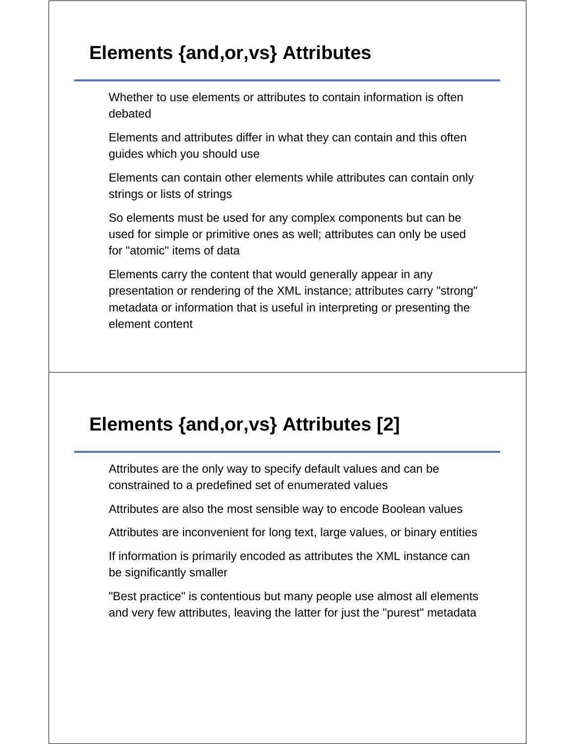## Elements {and,or,vs} Attributes

Whether to use elements or attributes to contain information is often debated

Elements and attributes differ in what they can contain and this often guides which you should use

Elements can contain other elements while attributes can contain only strings or lists of strings

So elements must be used for any complex components but can be used for simple or primitive ones as well; attributes can only be used for "atomic" items of data

Elements carry the content that would generally appear in any presentation or rendering of the XML instance; attributes carry "strong" metadata or information that is useful in interpreting or presenting the element content

## Elements {and,or,vs} Attributes [2]

Attributes are the only way to specify default values and can be constrained to a predefined set of enumerated values

Attributes are also the most sensible way to encode Boolean values

Attributes are inconvenient for long text, large values, or binary entities

If information is primarily encoded as attributes the XML instance can be significantly smaller

"Best practice" is contentious but many people use almost all elements and very few attributes, leaving the latter for just the "purest" metadata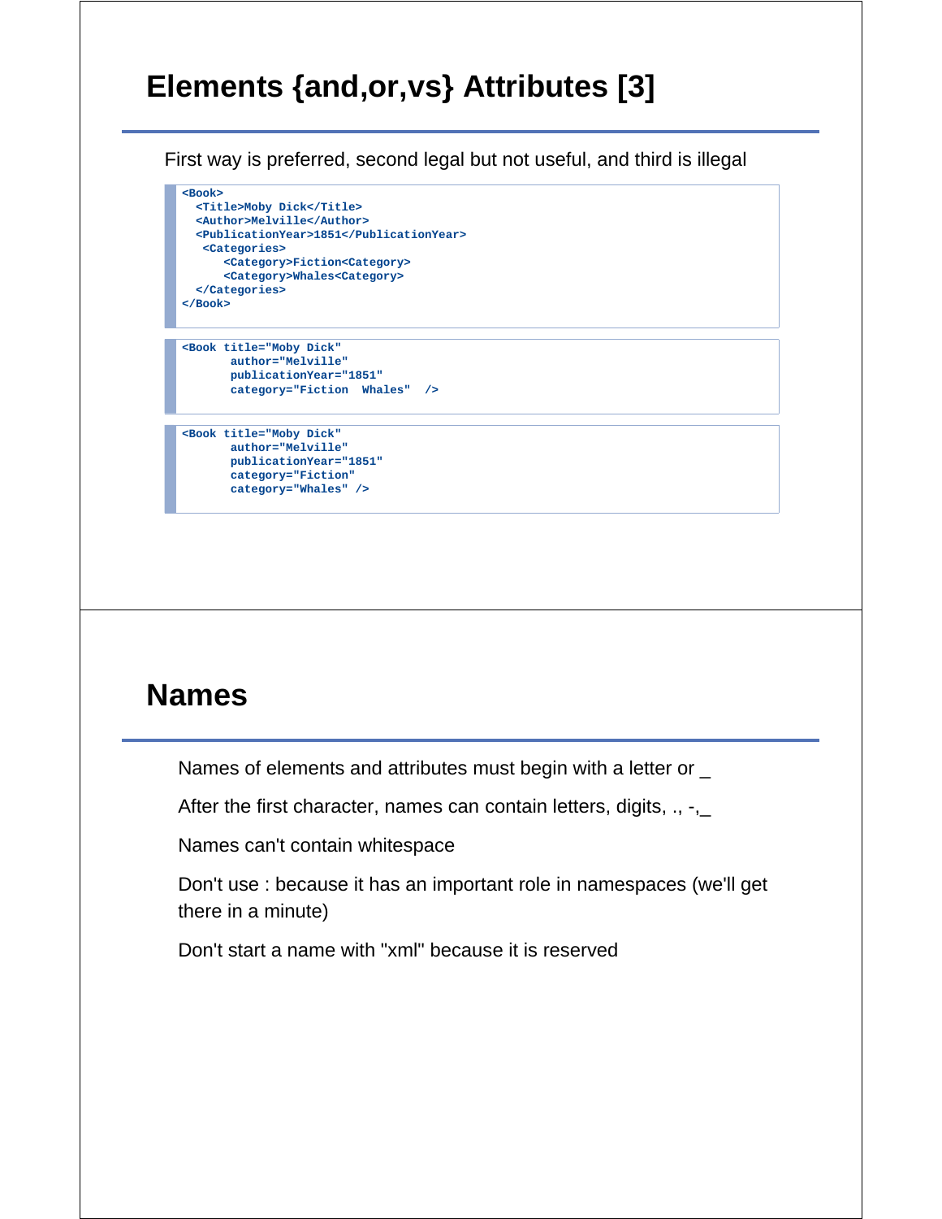## Elements {and,or,vs} Attributes [3]

First way is preferred, second legal but not useful, and third is illegal

```
<Book>
  <Title>Moby Dick</Title>
  <Author>Melville</Author>
  <PublicationYear>1851</PublicationYear>
   <Categories>
      <Category>Fiction<Category>
      <Category>Whales<Category>
  </Categories>
</Book>
```

```
<Book title="Moby Dick"
       author="Melville"
       publicationYear="1851"
       category="Fiction  Whales"  />
```

```
<Book title="Moby Dick"
       author="Melville"
       publicationYear="1851"
       category="Fiction"
       category="Whales" />
```

## Names

Names of elements and attributes must begin with a letter or _

After the first character, names can contain letters, digits, ., -,_

Names can't contain whitespace

Don't use : because it has an important role in namespaces (we'll get there in a minute)

Don't start a name with "xml" because it is reserved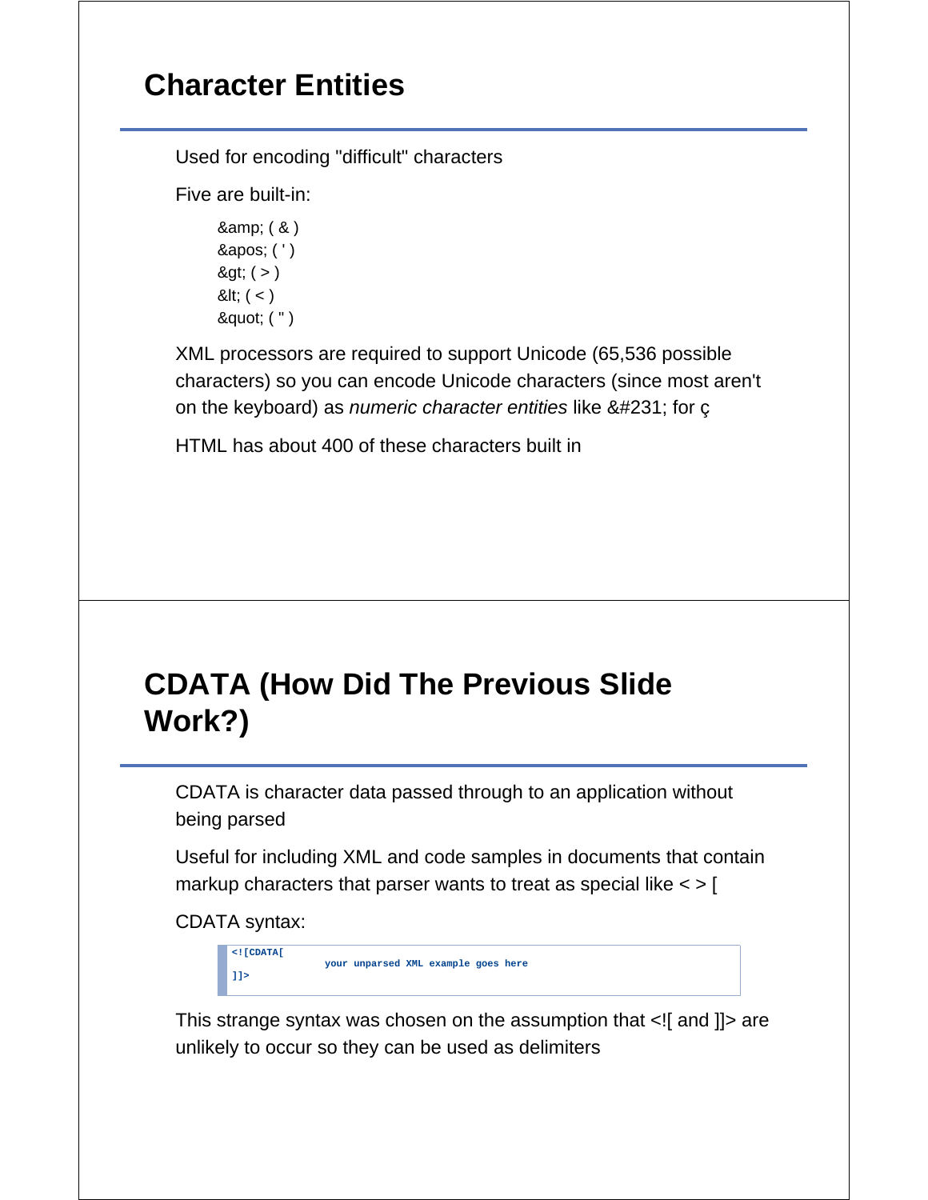# Character Entities

Used for encoding "difficult" characters

Five are built-in:

- &amp; ( & )
- &apos; ( ' )
- &gt; ( > )
- &lt; ( < )
- &quot; ( " )

XML processors are required to support Unicode (65,536 possible characters) so you can encode Unicode characters (since most aren't on the keyboard) as *numeric character entities* like &#231; for ç

HTML has about 400 of these characters built in

# CDATA (How Did The Previous Slide Work?)

CDATA is character data passed through to an application without being parsed

Useful for including XML and code samples in documents that contain markup characters that parser wants to treat as special like < > [

CDATA syntax:

```
<![CDATA[
        your unparsed XML example goes here
]]>
```

This strange syntax was chosen on the assumption that <![ and ]]> are unlikely to occur so they can be used as delimiters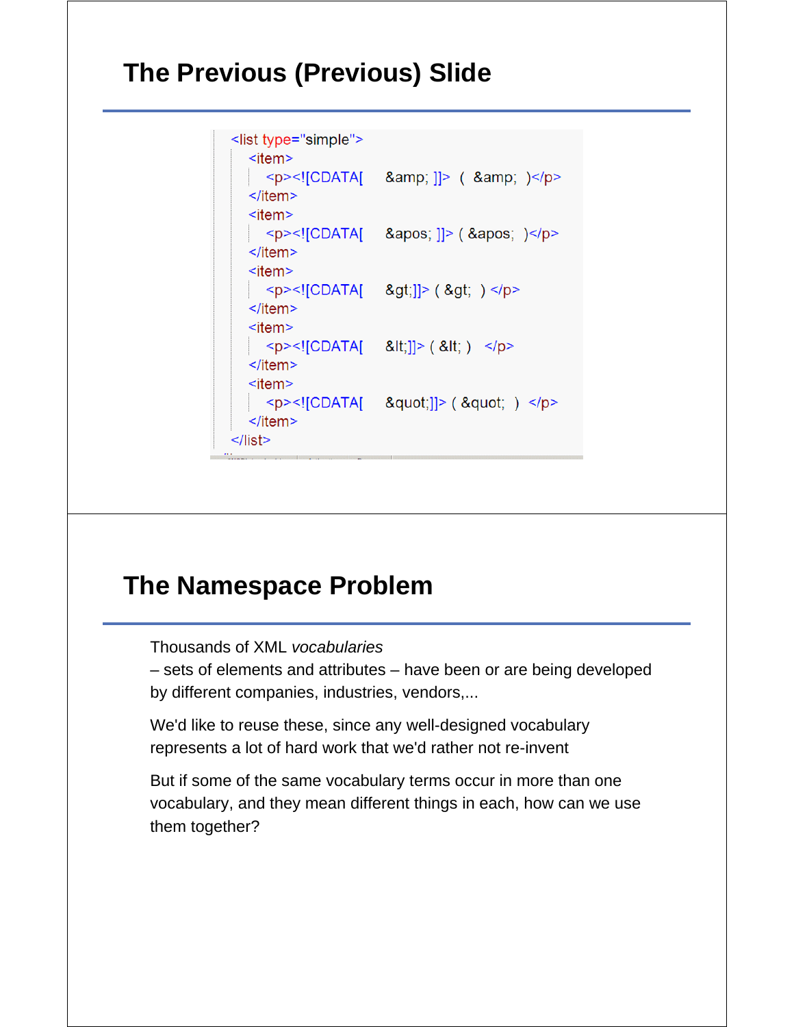## The Previous (Previous) Slide

```
<list type="simple">
  <item>
    <p><![CDATA[    &amp; ]]>  (  &amp;  )</p>
  </item>
  <item>
    <p><![CDATA[    &apos; ]]> ( &apos;  )</p>
  </item>
  <item>
    <p><![CDATA[    &gt;]]> ( &gt;  ) </p>
  </item>
  <item>
    <p><![CDATA[    &lt;]]> ( &lt; )   </p>
  </item>
  <item>
    <p><![CDATA[    &quot;]]> ( &quot;  )  </p>
  </item>
</list>
```

## The Namespace Problem

Thousands of XML *vocabularies*
– sets of elements and attributes – have been or are being developed by different companies, industries, vendors,...

We'd like to reuse these, since any well-designed vocabulary represents a lot of hard work that we'd rather not re-invent

But if some of the same vocabulary terms occur in more than one vocabulary, and they mean different things in each, how can we use them together?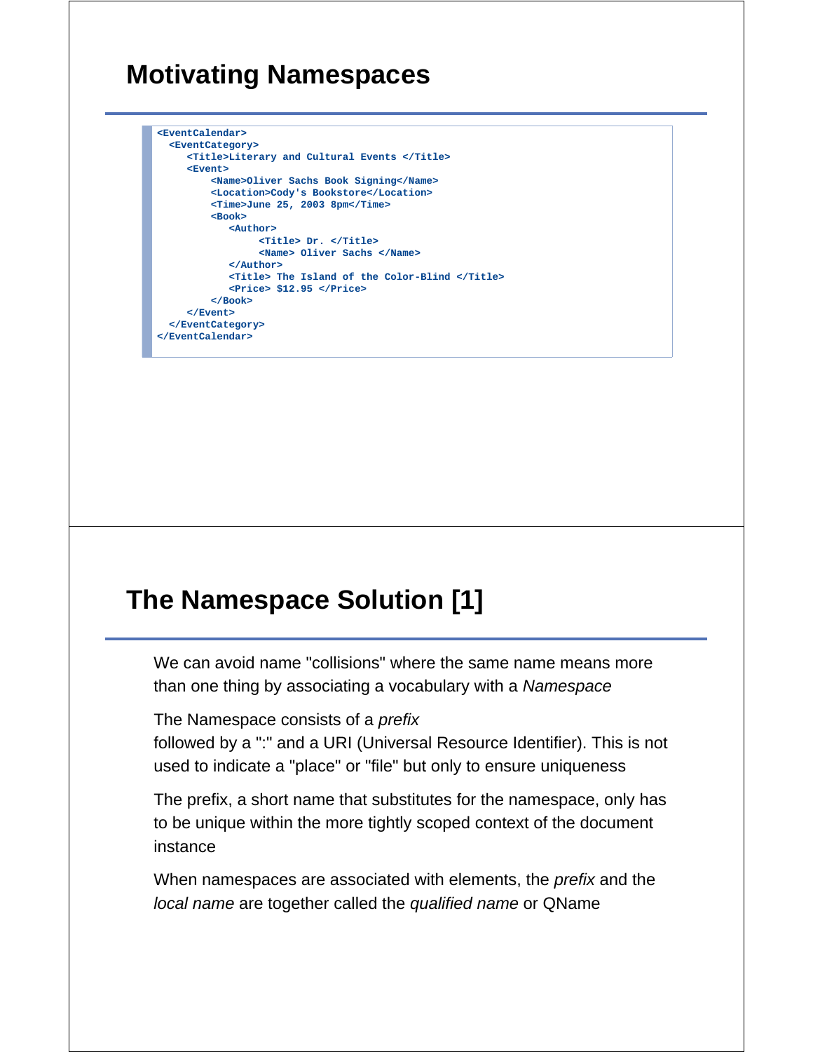## Motivating Namespaces

```
<EventCalendar>
  <EventCategory>
     <Title>Literary and Cultural Events </Title>
     <Event>
         <Name>Oliver Sachs Book Signing</Name>
         <Location>Cody's Bookstore</Location>
         <Time>June 25, 2003 8pm</Time>
         <Book>
            <Author>
                 <Title> Dr. </Title>
                 <Name> Oliver Sachs </Name>
            </Author>
            <Title> The Island of the Color-Blind </Title>
            <Price> $12.95 </Price>
         </Book>
     </Event>
  </EventCategory>
</EventCalendar>
```

## The Namespace Solution [1]

We can avoid name "collisions" where the same name means more than one thing by associating a vocabulary with a *Namespace*

The Namespace consists of a *prefix*
followed by a ":" and a URI (Universal Resource Identifier). This is not used to indicate a "place" or "file" but only to ensure uniqueness

The prefix, a short name that substitutes for the namespace, only has to be unique within the more tightly scoped context of the document instance

When namespaces are associated with elements, the *prefix* and the *local name* are together called the *qualified name* or QName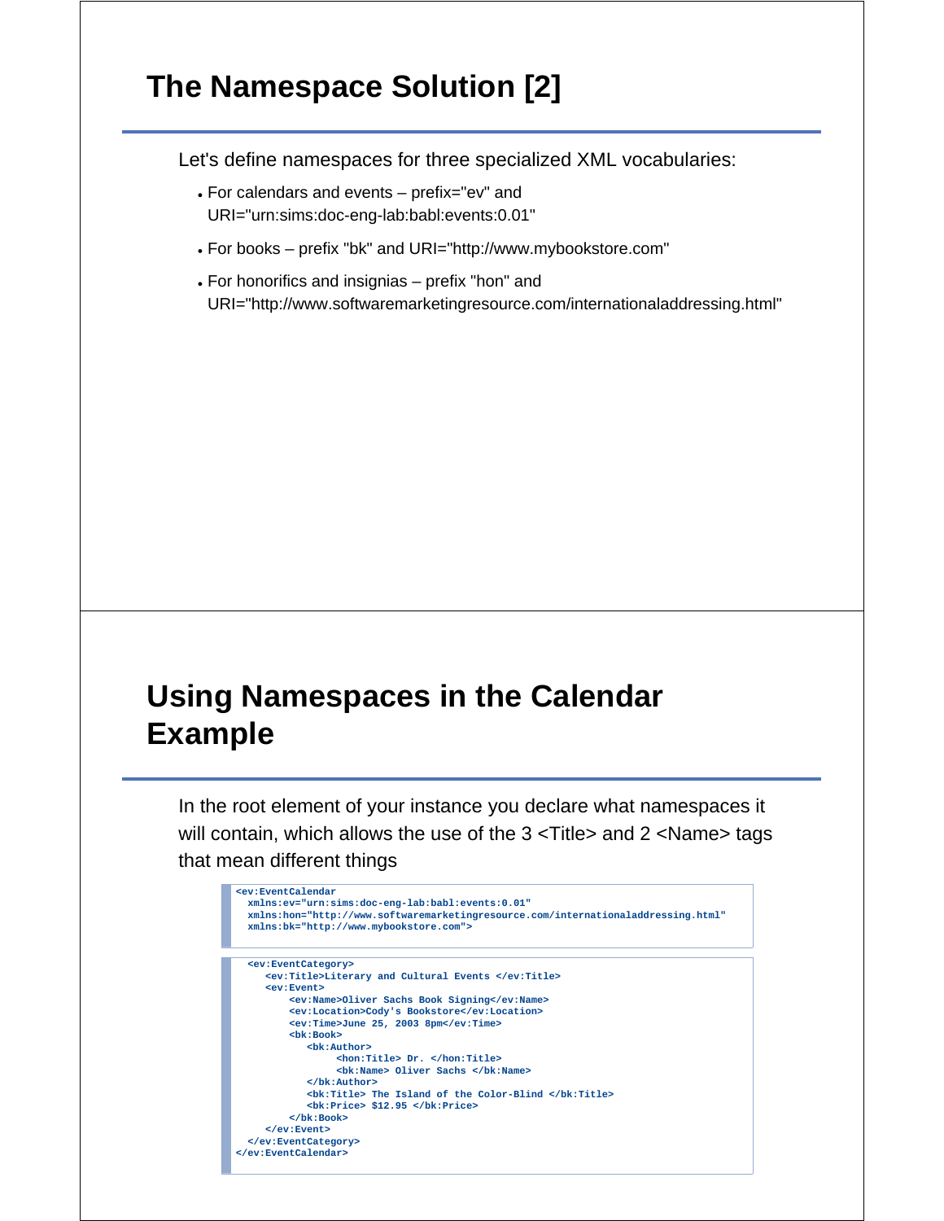# The Namespace Solution [2]

Let's define namespaces for three specialized XML vocabularies:

- For calendars and events – prefix="ev" and URI="urn:sims:doc-eng-lab:babl:events:0.01"
- For books – prefix "bk" and URI="http://www.mybookstore.com"
- For honorifics and insignias – prefix "hon" and URI="http://www.softwaremarketingresource.com/internationaladdressing.html"

# Using Namespaces in the Calendar Example

In the root element of your instance you declare what namespaces it will contain, which allows the use of the 3 <Title> and 2 <Name> tags that mean different things

```
<ev:EventCalendar
  xmlns:ev="urn:sims:doc-eng-lab:babl:events:0.01"
  xmlns:hon="http://www.softwaremarketingresource.com/internationaladdressing.html"
  xmlns:bk="http://www.mybookstore.com">
```

```
  <ev:EventCategory>
     <ev:Title>Literary and Cultural Events </ev:Title>
     <ev:Event>
         <ev:Name>Oliver Sachs Book Signing</ev:Name>
         <ev:Location>Cody's Bookstore</ev:Location>
         <ev:Time>June 25, 2003 8pm</ev:Time>
         <bk:Book>
            <bk:Author>
                 <hon:Title> Dr. </hon:Title>
                 <bk:Name> Oliver Sachs </bk:Name>
            </bk:Author>
            <bk:Title> The Island of the Color-Blind </bk:Title>
            <bk:Price> $12.95 </bk:Price>
         </bk:Book>
     </ev:Event>
  </ev:EventCategory>
</ev:EventCalendar>
```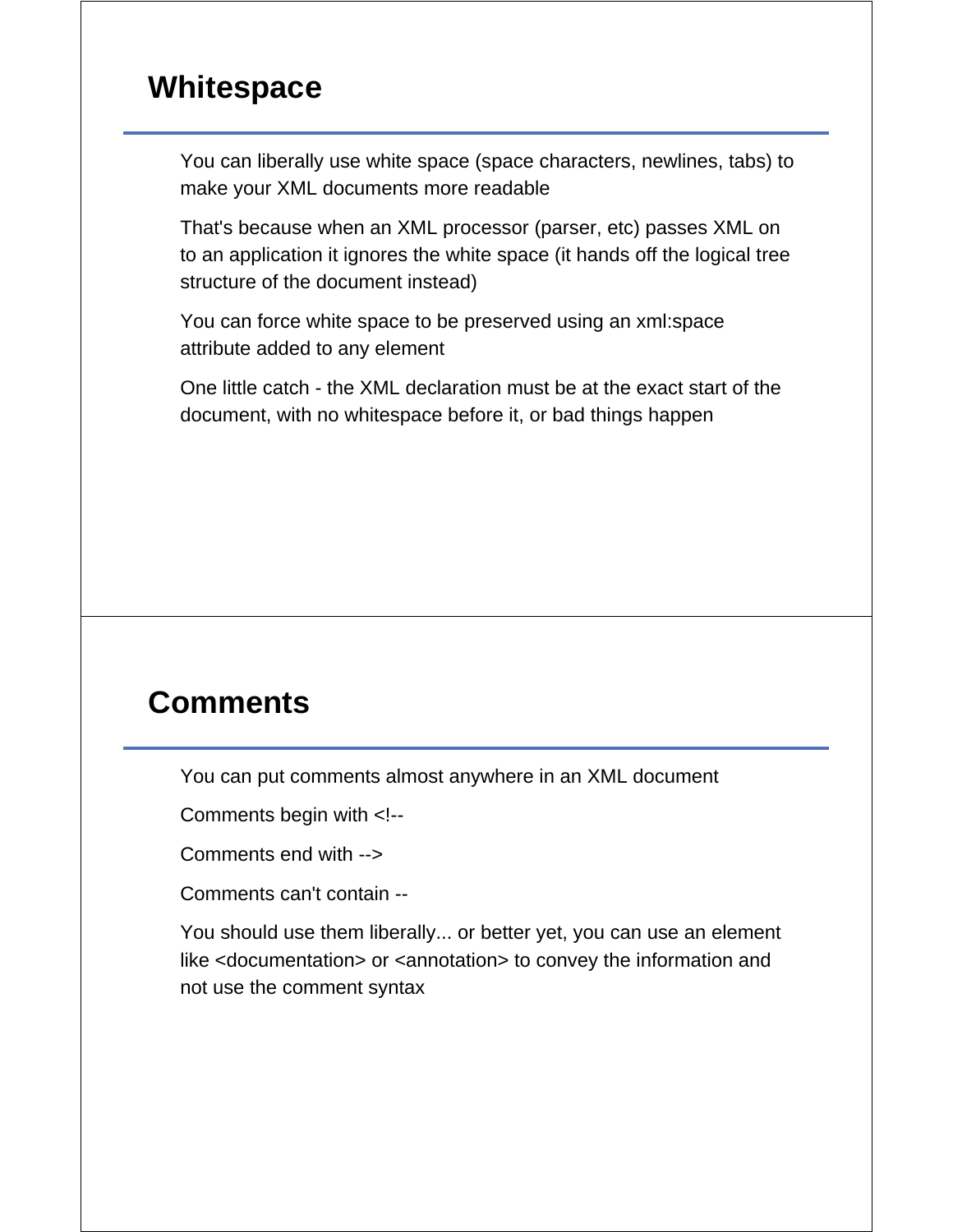## Whitespace

You can liberally use white space (space characters, newlines, tabs) to make your XML documents more readable

That's because when an XML processor (parser, etc) passes XML on to an application it ignores the white space (it hands off the logical tree structure of the document instead)

You can force white space to be preserved using an xml:space attribute added to any element

One little catch - the XML declaration must be at the exact start of the document, with no whitespace before it, or bad things happen

## Comments

You can put comments almost anywhere in an XML document

Comments begin with <!--

Comments end with -->

Comments can't contain --

You should use them liberally... or better yet, you can use an element like <documentation> or <annotation> to convey the information and not use the comment syntax